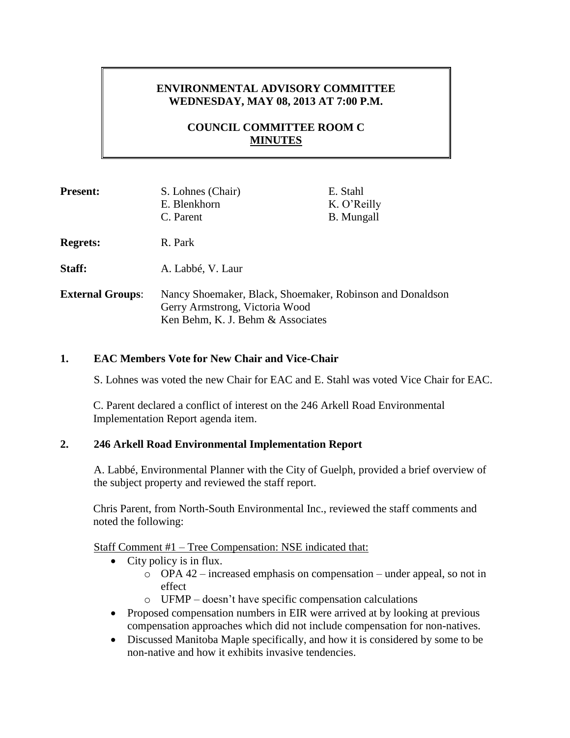# ENVIRONMENTAL ADVISORY COMMITTEE
## WEDNESDAY, MAY 08, 2013 AT 7:00 P.M.

## COUNCIL COMMITTEE ROOM C
## MINUTES

**Present:** S. Lohnes (Chair), E. Blenkhorn, C. Parent, E. Stahl, K. O'Reilly, B. Mungall

**Regrets:** R. Park

**Staff:** A. Labbé, V. Laur

**External Groups:** Nancy Shoemaker, Black, Shoemaker, Robinson and Donaldson
Gerry Armstrong, Victoria Wood
Ken Behm, K. J. Behm & Associates

## 1. EAC Members Vote for New Chair and Vice-Chair

S. Lohnes was voted the new Chair for EAC and E. Stahl was voted Vice Chair for EAC.

C. Parent declared a conflict of interest on the 246 Arkell Road Environmental Implementation Report agenda item.

## 2. 246 Arkell Road Environmental Implementation Report

A. Labbé, Environmental Planner with the City of Guelph, provided a brief overview of the subject property and reviewed the staff report.

Chris Parent, from North-South Environmental Inc., reviewed the staff comments and noted the following:

Staff Comment #1 – Tree Compensation: NSE indicated that:

- City policy is in flux.
  - OPA 42 – increased emphasis on compensation – under appeal, so not in effect
  - UFMP – doesn't have specific compensation calculations
- Proposed compensation numbers in EIR were arrived at by looking at previous compensation approaches which did not include compensation for non-natives.
- Discussed Manitoba Maple specifically, and how it is considered by some to be non-native and how it exhibits invasive tendencies.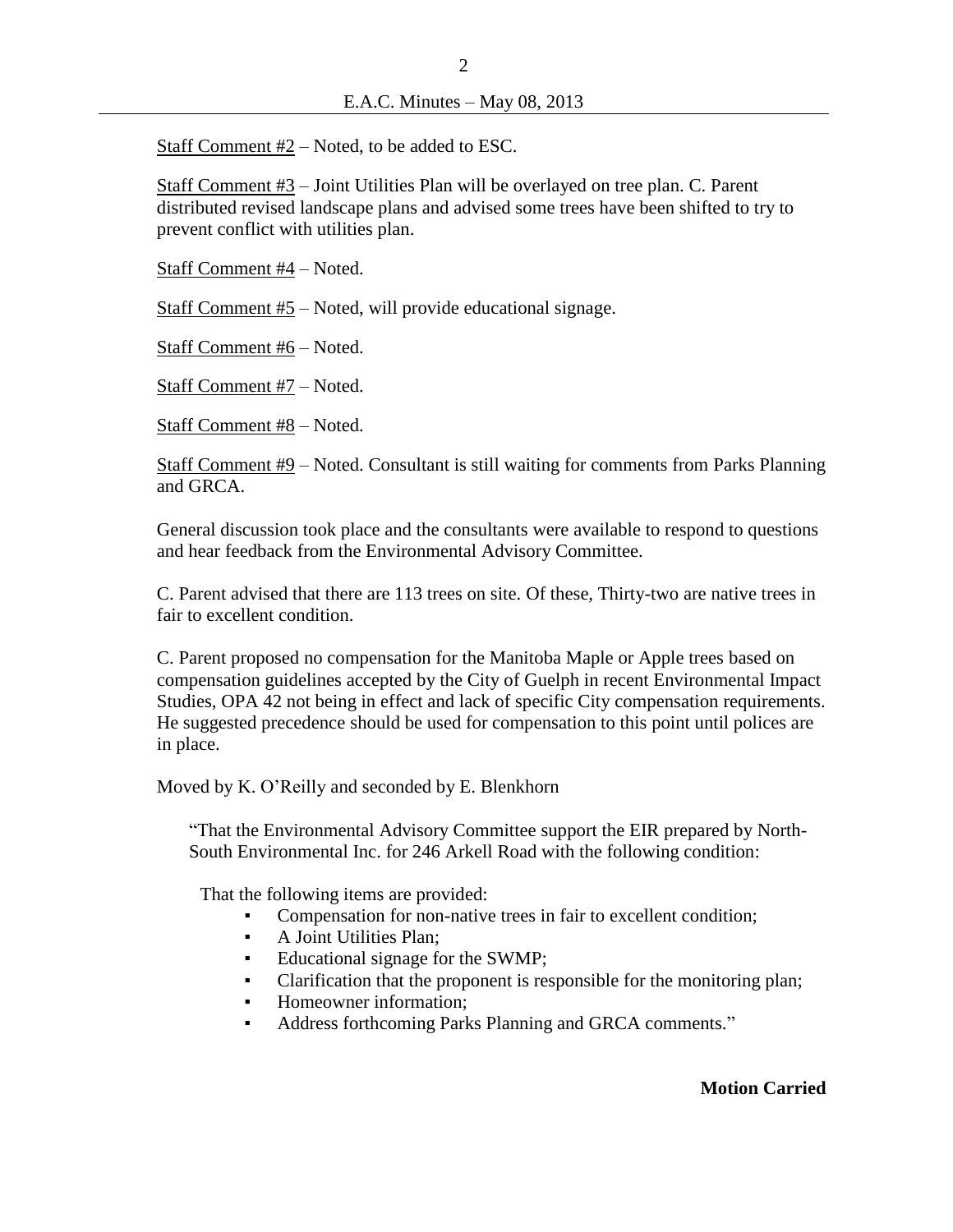Staff Comment #2 – Noted, to be added to ESC.

Staff Comment #3 – Joint Utilities Plan will be overlayed on tree plan. C. Parent distributed revised landscape plans and advised some trees have been shifted to try to prevent conflict with utilities plan.

Staff Comment #4 – Noted.

Staff Comment #5 – Noted, will provide educational signage.

Staff Comment #6 – Noted.

Staff Comment #7 – Noted.

Staff Comment #8 – Noted.

Staff Comment #9 – Noted. Consultant is still waiting for comments from Parks Planning and GRCA.

General discussion took place and the consultants were available to respond to questions and hear feedback from the Environmental Advisory Committee.

C. Parent advised that there are 113 trees on site. Of these, Thirty-two are native trees in fair to excellent condition.

C. Parent proposed no compensation for the Manitoba Maple or Apple trees based on compensation guidelines accepted by the City of Guelph in recent Environmental Impact Studies, OPA 42 not being in effect and lack of specific City compensation requirements. He suggested precedence should be used for compensation to this point until polices are in place.

Moved by K. O'Reilly and seconded by E. Blenkhorn

> "That the Environmental Advisory Committee support the EIR prepared by North-South Environmental Inc. for 246 Arkell Road with the following condition:
>
> That the following items are provided:
>
> - Compensation for non-native trees in fair to excellent condition;
> - A Joint Utilities Plan;
> - Educational signage for the SWMP;
> - Clarification that the proponent is responsible for the monitoring plan;
> - Homeowner information;
> - Address forthcoming Parks Planning and GRCA comments."

**Motion Carried**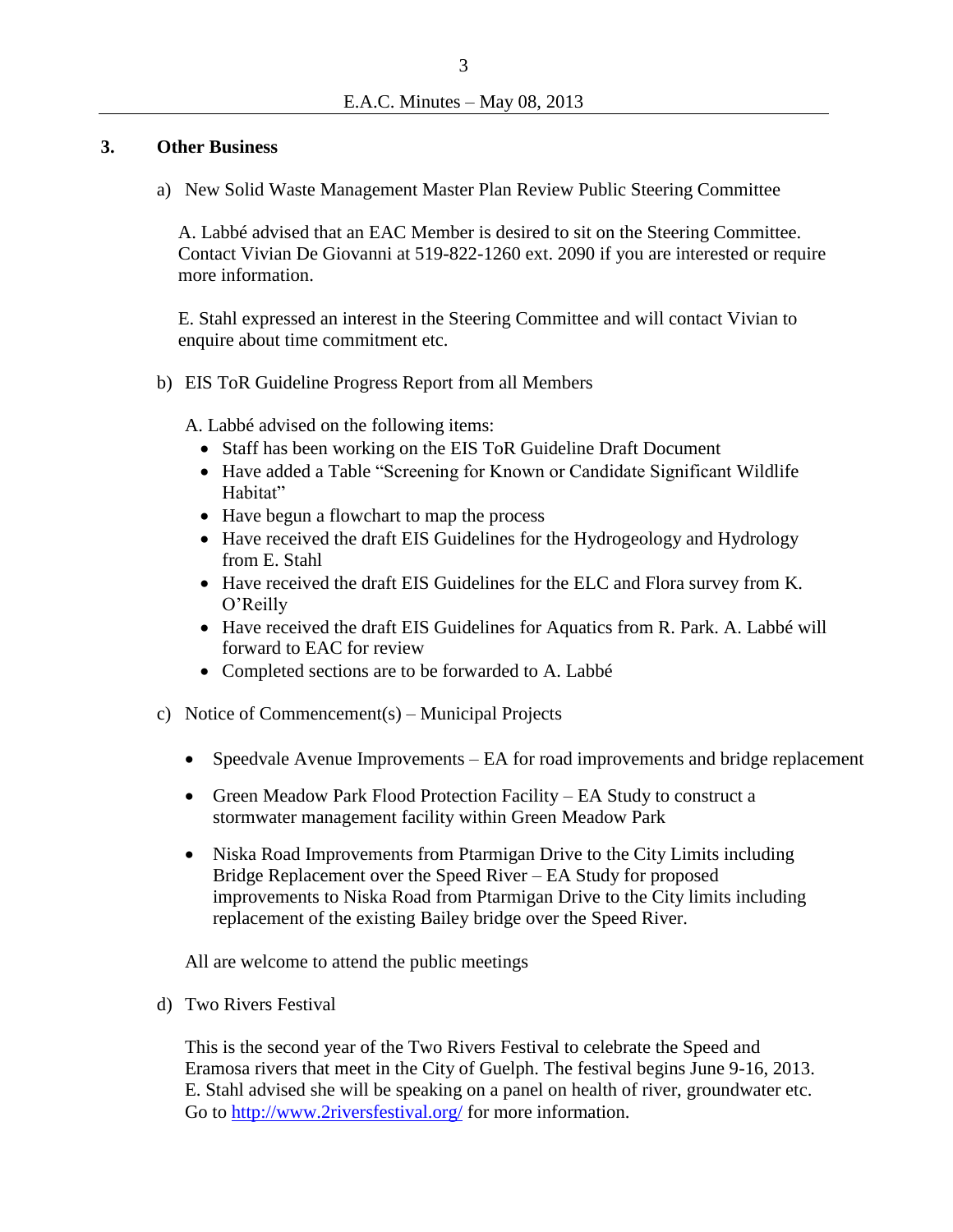## 3. Other Business

a) New Solid Waste Management Master Plan Review Public Steering Committee

A. Labbé advised that an EAC Member is desired to sit on the Steering Committee. Contact Vivian De Giovanni at 519-822-1260 ext. 2090 if you are interested or require more information.

E. Stahl expressed an interest in the Steering Committee and will contact Vivian to enquire about time commitment etc.

b) EIS ToR Guideline Progress Report from all Members

A. Labbé advised on the following items:

- Staff has been working on the EIS ToR Guideline Draft Document
- Have added a Table "Screening for Known or Candidate Significant Wildlife Habitat"
- Have begun a flowchart to map the process
- Have received the draft EIS Guidelines for the Hydrogeology and Hydrology from E. Stahl
- Have received the draft EIS Guidelines for the ELC and Flora survey from K. O'Reilly
- Have received the draft EIS Guidelines for Aquatics from R. Park. A. Labbé will forward to EAC for review
- Completed sections are to be forwarded to A. Labbé

c) Notice of Commencement(s) – Municipal Projects

- Speedvale Avenue Improvements – EA for road improvements and bridge replacement
- Green Meadow Park Flood Protection Facility – EA Study to construct a stormwater management facility within Green Meadow Park
- Niska Road Improvements from Ptarmigan Drive to the City Limits including Bridge Replacement over the Speed River – EA Study for proposed improvements to Niska Road from Ptarmigan Drive to the City limits including replacement of the existing Bailey bridge over the Speed River.

All are welcome to attend the public meetings

d) Two Rivers Festival

This is the second year of the Two Rivers Festival to celebrate the Speed and Eramosa rivers that meet in the City of Guelph. The festival begins June 9-16, 2013. E. Stahl advised she will be speaking on a panel on health of river, groundwater etc. Go to [http://www.2riversfestival.org/](http://www.2riversfestival.org/) for more information.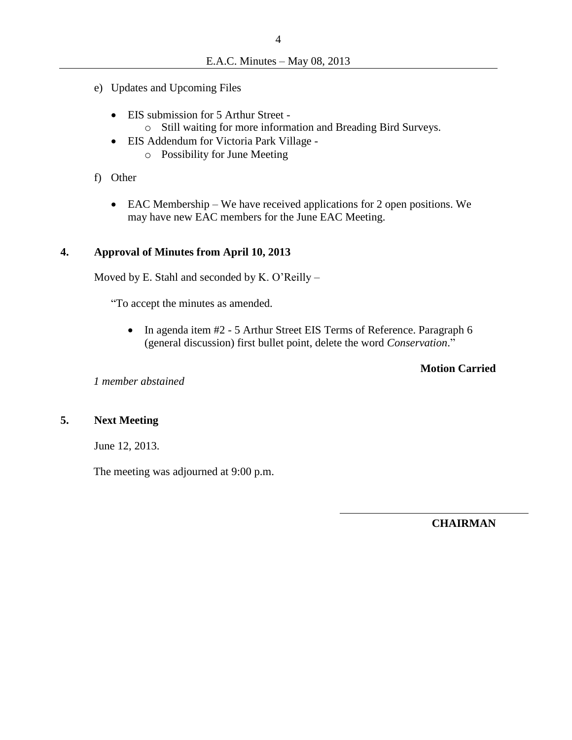e) Updates and Upcoming Files

- EIS submission for 5 Arthur Street -
  - Still waiting for more information and Breading Bird Surveys.
- EIS Addendum for Victoria Park Village -
  - Possibility for June Meeting

f) Other

- EAC Membership – We have received applications for 2 open positions. We may have new EAC members for the June EAC Meeting.

## 4. Approval of Minutes from April 10, 2013

Moved by E. Stahl and seconded by K. O'Reilly –

"To accept the minutes as amended.

- In agenda item #2 - 5 Arthur Street EIS Terms of Reference. Paragraph 6 (general discussion) first bullet point, delete the word *Conservation*."

**Motion Carried**

*1 member abstained*

## 5. Next Meeting

June 12, 2013.

The meeting was adjourned at 9:00 p.m.

\_\_\_\_\_\_\_\_\_\_\_\_\_\_\_\_\_\_\_\_\_\_\_\_\_\_\_\_\_\_\_\_

**CHAIRMAN**